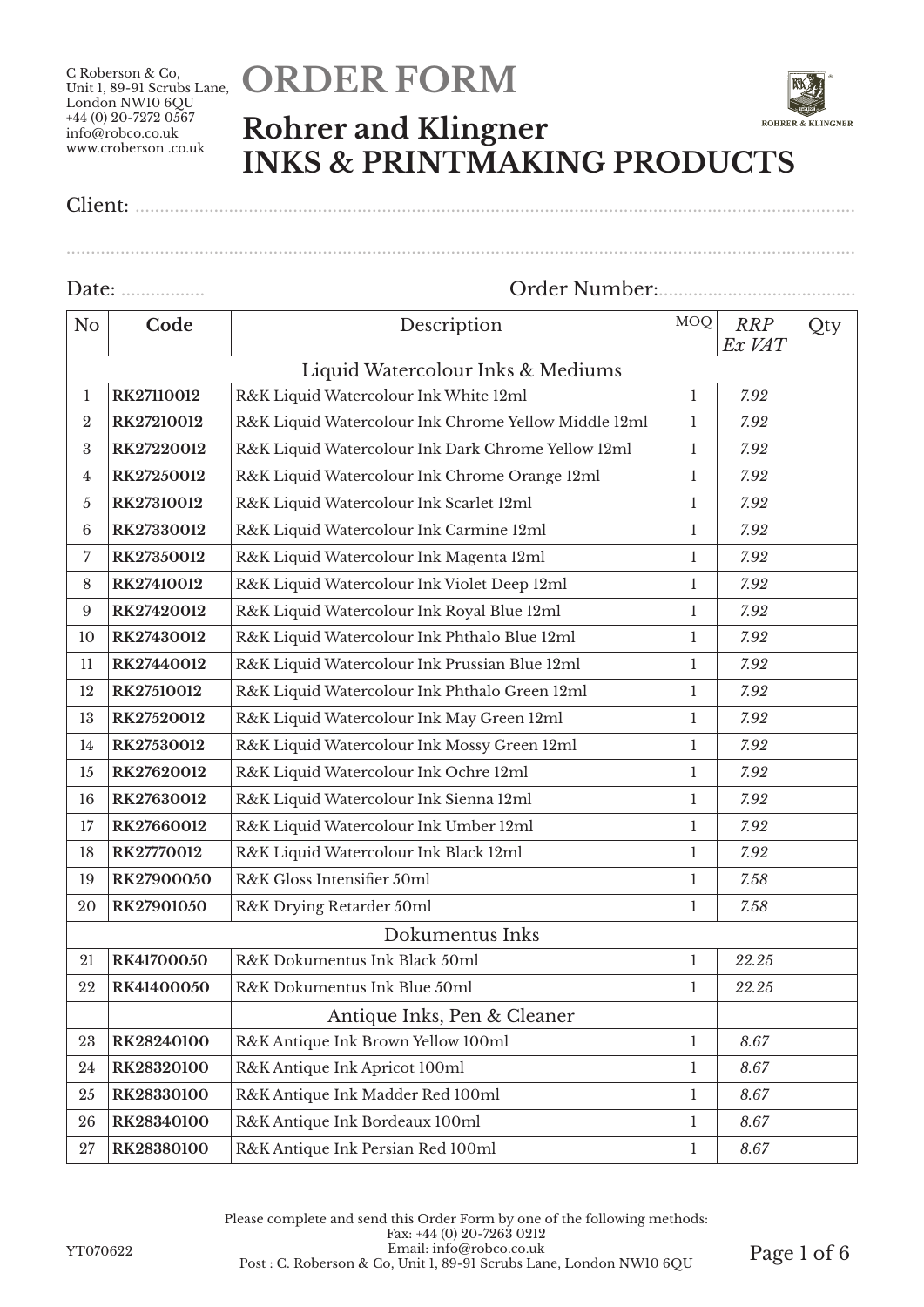C Roberson & Co,
Unit 1, 89-91 Scrubs Lane,
London NW10 6QU
+44 (0) 20-7272 0567
info@robco.co.uk
www.croberson .co.uk

# ORDER FORM

## Rohrer and Klingner
## INKS & PRINTMAKING PRODUCTS

Client: ..............................................................................................................................................

..............................................................................................................................................................

Date: ................ Order Number:......................................

| No | Code | Description | MOQ | *RRP Ex VAT* | Qty |
|---|---|---|---|---|---|
| | | Liquid Watercolour Inks & Mediums | | | |
| 1 | **RK27110012** | R&K Liquid Watercolour Ink White 12ml | 1 | *7.92* | |
| 2 | **RK27210012** | R&K Liquid Watercolour Ink Chrome Yellow Middle 12ml | 1 | *7.92* | |
| 3 | **RK27220012** | R&K Liquid Watercolour Ink Dark Chrome Yellow 12ml | 1 | *7.92* | |
| 4 | **RK27250012** | R&K Liquid Watercolour Ink Chrome Orange 12ml | 1 | *7.92* | |
| 5 | **RK27310012** | R&K Liquid Watercolour Ink Scarlet 12ml | 1 | *7.92* | |
| 6 | **RK27330012** | R&K Liquid Watercolour Ink Carmine 12ml | 1 | *7.92* | |
| 7 | **RK27350012** | R&K Liquid Watercolour Ink Magenta 12ml | 1 | *7.92* | |
| 8 | **RK27410012** | R&K Liquid Watercolour Ink Violet Deep 12ml | 1 | *7.92* | |
| 9 | **RK27420012** | R&K Liquid Watercolour Ink Royal Blue 12ml | 1 | *7.92* | |
| 10 | **RK27430012** | R&K Liquid Watercolour Ink Phthalo Blue 12ml | 1 | *7.92* | |
| 11 | **RK27440012** | R&K Liquid Watercolour Ink Prussian Blue 12ml | 1 | *7.92* | |
| 12 | **RK27510012** | R&K Liquid Watercolour Ink Phthalo Green 12ml | 1 | *7.92* | |
| 13 | **RK27520012** | R&K Liquid Watercolour Ink May Green 12ml | 1 | *7.92* | |
| 14 | **RK27530012** | R&K Liquid Watercolour Ink Mossy Green 12ml | 1 | *7.92* | |
| 15 | **RK27620012** | R&K Liquid Watercolour Ink Ochre 12ml | 1 | *7.92* | |
| 16 | **RK27630012** | R&K Liquid Watercolour Ink Sienna 12ml | 1 | *7.92* | |
| 17 | **RK27660012** | R&K Liquid Watercolour Ink Umber 12ml | 1 | *7.92* | |
| 18 | **RK27770012** | R&K Liquid Watercolour Ink Black 12ml | 1 | *7.92* | |
| 19 | **RK27900050** | R&K Gloss Intensifier 50ml | 1 | *7.58* | |
| 20 | **RK27901050** | R&K Drying Retarder 50ml | 1 | *7.58* | |
| | | Dokumentus Inks | | | |
| 21 | **RK41700050** | R&K Dokumentus Ink Black 50ml | 1 | *22.25* | |
| 22 | **RK41400050** | R&K Dokumentus Ink Blue 50ml | 1 | *22.25* | |
| | | Antique Inks, Pen & Cleaner | | | |
| 23 | **RK28240100** | R&K Antique Ink Brown Yellow 100ml | 1 | *8.67* | |
| 24 | **RK28320100** | R&K Antique Ink Apricot 100ml | 1 | *8.67* | |
| 25 | **RK28330100** | R&K Antique Ink Madder Red 100ml | 1 | *8.67* | |
| 26 | **RK28340100** | R&K Antique Ink Bordeaux 100ml | 1 | *8.67* | |
| 27 | **RK28380100** | R&K Antique Ink Persian Red 100ml | 1 | *8.67* | |

Please complete and send this Order Form by one of the following methods:
Fax: +44 (0) 20-7263 0212
Email: info@robco.co.uk
Post : C. Roberson & Co, Unit 1, 89-91 Scrubs Lane, London NW10 6QU

YT070622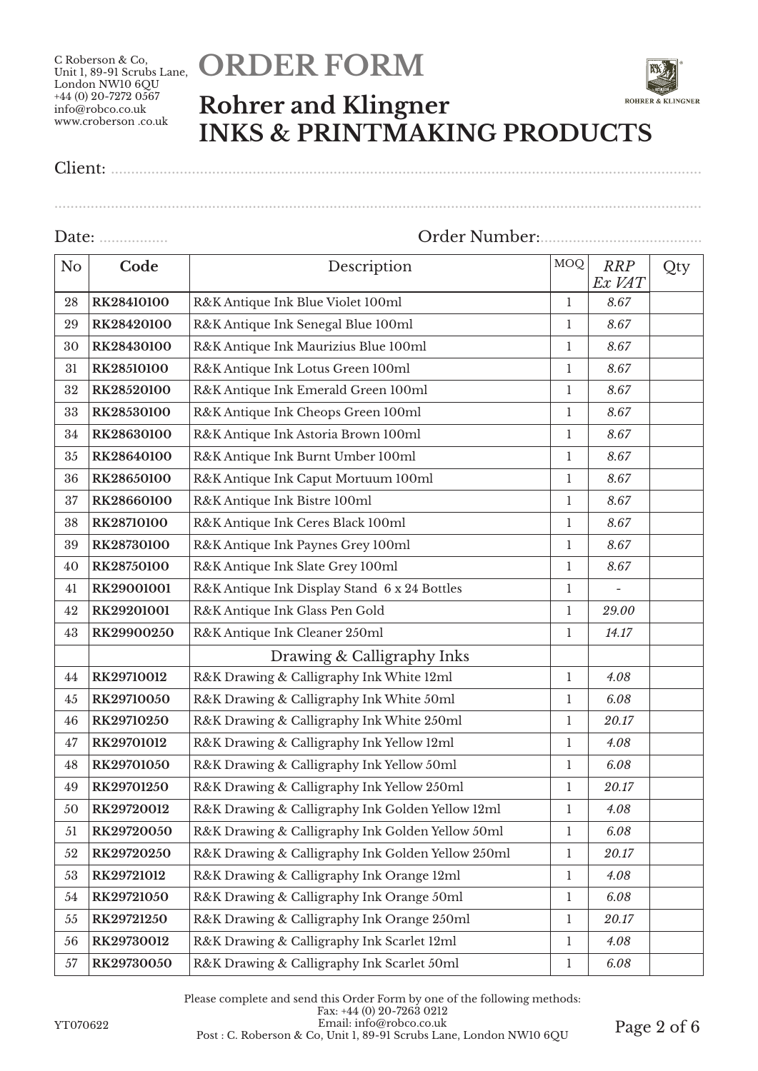C Roberson & Co,
Unit 1, 89-91 Scrubs Lane,
London NW10 6QU
+44 (0) 20-7272 0567
info@robco.co.uk
www.croberson .co.uk

# ORDER FORM

## Rohrer and Klingner
## INKS & PRINTMAKING PRODUCTS

Client: ..........................................................................................................................................

..........................................................................................................................................

Date: ................ Order Number:.......................................

| No | Code | Description | MOQ | *RRP Ex VAT* | Qty |
|---|---|---|---|---|---|
| 28 | **RK28410100** | R&K Antique Ink Blue Violet 100ml | 1 | *8.67* | |
| 29 | **RK28420100** | R&K Antique Ink Senegal Blue 100ml | 1 | *8.67* | |
| 30 | **RK28430100** | R&K Antique Ink Maurizius Blue 100ml | 1 | *8.67* | |
| 31 | **RK28510100** | R&K Antique Ink Lotus Green 100ml | 1 | *8.67* | |
| 32 | **RK28520100** | R&K Antique Ink Emerald Green 100ml | 1 | *8.67* | |
| 33 | **RK28530100** | R&K Antique Ink Cheops Green 100ml | 1 | *8.67* | |
| 34 | **RK28630100** | R&K Antique Ink Astoria Brown 100ml | 1 | *8.67* | |
| 35 | **RK28640100** | R&K Antique Ink Burnt Umber 100ml | 1 | *8.67* | |
| 36 | **RK28650100** | R&K Antique Ink Caput Mortuum 100ml | 1 | *8.67* | |
| 37 | **RK28660100** | R&K Antique Ink Bistre 100ml | 1 | *8.67* | |
| 38 | **RK28710100** | R&K Antique Ink Ceres Black 100ml | 1 | *8.67* | |
| 39 | **RK28730100** | R&K Antique Ink Paynes Grey 100ml | 1 | *8.67* | |
| 40 | **RK28750100** | R&K Antique Ink Slate Grey 100ml | 1 | *8.67* | |
| 41 | **RK29001001** | R&K Antique Ink Display Stand 6 x 24 Bottles | 1 | - | |
| 42 | **RK29201001** | R&K Antique Ink Glass Pen Gold | 1 | *29.00* | |
| 43 | **RK29900250** | R&K Antique Ink Cleaner 250ml | 1 | *14.17* | |
| | | Drawing & Calligraphy Inks | | | |
| 44 | **RK29710012** | R&K Drawing & Calligraphy Ink White 12ml | 1 | *4.08* | |
| 45 | **RK29710050** | R&K Drawing & Calligraphy Ink White 50ml | 1 | *6.08* | |
| 46 | **RK29710250** | R&K Drawing & Calligraphy Ink White 250ml | 1 | *20.17* | |
| 47 | **RK29701012** | R&K Drawing & Calligraphy Ink Yellow 12ml | 1 | *4.08* | |
| 48 | **RK29701050** | R&K Drawing & Calligraphy Ink Yellow 50ml | 1 | *6.08* | |
| 49 | **RK29701250** | R&K Drawing & Calligraphy Ink Yellow 250ml | 1 | *20.17* | |
| 50 | **RK29720012** | R&K Drawing & Calligraphy Ink Golden Yellow 12ml | 1 | *4.08* | |
| 51 | **RK29720050** | R&K Drawing & Calligraphy Ink Golden Yellow 50ml | 1 | *6.08* | |
| 52 | **RK29720250** | R&K Drawing & Calligraphy Ink Golden Yellow 250ml | 1 | *20.17* | |
| 53 | **RK29721012** | R&K Drawing & Calligraphy Ink Orange 12ml | 1 | *4.08* | |
| 54 | **RK29721050** | R&K Drawing & Calligraphy Ink Orange 50ml | 1 | *6.08* | |
| 55 | **RK29721250** | R&K Drawing & Calligraphy Ink Orange 250ml | 1 | *20.17* | |
| 56 | **RK29730012** | R&K Drawing & Calligraphy Ink Scarlet 12ml | 1 | *4.08* | |
| 57 | **RK29730050** | R&K Drawing & Calligraphy Ink Scarlet 50ml | 1 | *6.08* | |

Please complete and send this Order Form by one of the following methods:
Fax: +44 (0) 20-7263 0212
Email: info@robco.co.uk
Post : C. Roberson & Co, Unit 1, 89-91 Scrubs Lane, London NW10 6QU

YT070622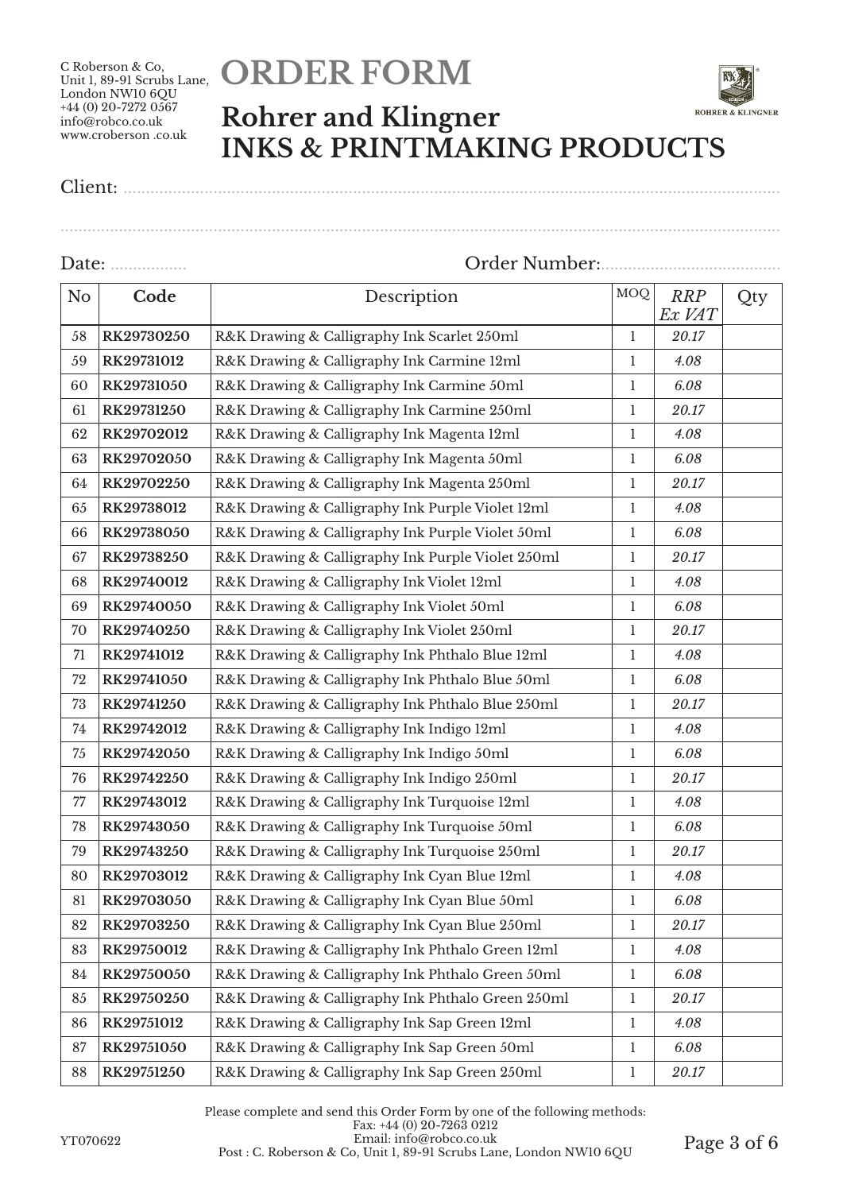C Roberson & Co,
Unit 1, 89-91 Scrubs Lane,
London NW10 6QU
+44 (0) 20-7272 0567
info@robco.co.uk
www.croberson .co.uk

# ORDER FORM

## Rohrer and Klingner
## INKS & PRINTMAKING PRODUCTS

Client: ..................................................................................................................................................

..................................................................................................................................................

Date: ................ Order Number:......................................

| No | Code | Description | MOQ | *RRP Ex VAT* | Qty |
|---|---|---|---|---|---|
| 58 | **RK29730250** | R&K Drawing & Calligraphy Ink Scarlet 250ml | 1 | *20.17* | |
| 59 | **RK29731012** | R&K Drawing & Calligraphy Ink Carmine 12ml | 1 | *4.08* | |
| 60 | **RK29731050** | R&K Drawing & Calligraphy Ink Carmine 50ml | 1 | *6.08* | |
| 61 | **RK29731250** | R&K Drawing & Calligraphy Ink Carmine 250ml | 1 | *20.17* | |
| 62 | **RK29702012** | R&K Drawing & Calligraphy Ink Magenta 12ml | 1 | *4.08* | |
| 63 | **RK29702050** | R&K Drawing & Calligraphy Ink Magenta 50ml | 1 | *6.08* | |
| 64 | **RK29702250** | R&K Drawing & Calligraphy Ink Magenta 250ml | 1 | *20.17* | |
| 65 | **RK29738012** | R&K Drawing & Calligraphy Ink Purple Violet 12ml | 1 | *4.08* | |
| 66 | **RK29738050** | R&K Drawing & Calligraphy Ink Purple Violet 50ml | 1 | *6.08* | |
| 67 | **RK29738250** | R&K Drawing & Calligraphy Ink Purple Violet 250ml | 1 | *20.17* | |
| 68 | **RK29740012** | R&K Drawing & Calligraphy Ink Violet 12ml | 1 | *4.08* | |
| 69 | **RK29740050** | R&K Drawing & Calligraphy Ink Violet 50ml | 1 | *6.08* | |
| 70 | **RK29740250** | R&K Drawing & Calligraphy Ink Violet 250ml | 1 | *20.17* | |
| 71 | **RK29741012** | R&K Drawing & Calligraphy Ink Phthalo Blue 12ml | 1 | *4.08* | |
| 72 | **RK29741050** | R&K Drawing & Calligraphy Ink Phthalo Blue 50ml | 1 | *6.08* | |
| 73 | **RK29741250** | R&K Drawing & Calligraphy Ink Phthalo Blue 250ml | 1 | *20.17* | |
| 74 | **RK29742012** | R&K Drawing & Calligraphy Ink Indigo 12ml | 1 | *4.08* | |
| 75 | **RK29742050** | R&K Drawing & Calligraphy Ink Indigo 50ml | 1 | *6.08* | |
| 76 | **RK29742250** | R&K Drawing & Calligraphy Ink Indigo 250ml | 1 | *20.17* | |
| 77 | **RK29743012** | R&K Drawing & Calligraphy Ink Turquoise 12ml | 1 | *4.08* | |
| 78 | **RK29743050** | R&K Drawing & Calligraphy Ink Turquoise 50ml | 1 | *6.08* | |
| 79 | **RK29743250** | R&K Drawing & Calligraphy Ink Turquoise 250ml | 1 | *20.17* | |
| 80 | **RK29703012** | R&K Drawing & Calligraphy Ink Cyan Blue 12ml | 1 | *4.08* | |
| 81 | **RK29703050** | R&K Drawing & Calligraphy Ink Cyan Blue 50ml | 1 | *6.08* | |
| 82 | **RK29703250** | R&K Drawing & Calligraphy Ink Cyan Blue 250ml | 1 | *20.17* | |
| 83 | **RK29750012** | R&K Drawing & Calligraphy Ink Phthalo Green 12ml | 1 | *4.08* | |
| 84 | **RK29750050** | R&K Drawing & Calligraphy Ink Phthalo Green 50ml | 1 | *6.08* | |
| 85 | **RK29750250** | R&K Drawing & Calligraphy Ink Phthalo Green 250ml | 1 | *20.17* | |
| 86 | **RK29751012** | R&K Drawing & Calligraphy Ink Sap Green 12ml | 1 | *4.08* | |
| 87 | **RK29751050** | R&K Drawing & Calligraphy Ink Sap Green 50ml | 1 | *6.08* | |
| 88 | **RK29751250** | R&K Drawing & Calligraphy Ink Sap Green 250ml | 1 | *20.17* | |

Please complete and send this Order Form by one of the following methods:
Fax: +44 (0) 20-7263 0212
Email: info@robco.co.uk
Post : C. Roberson & Co, Unit 1, 89-91 Scrubs Lane, London NW10 6QU

YT070622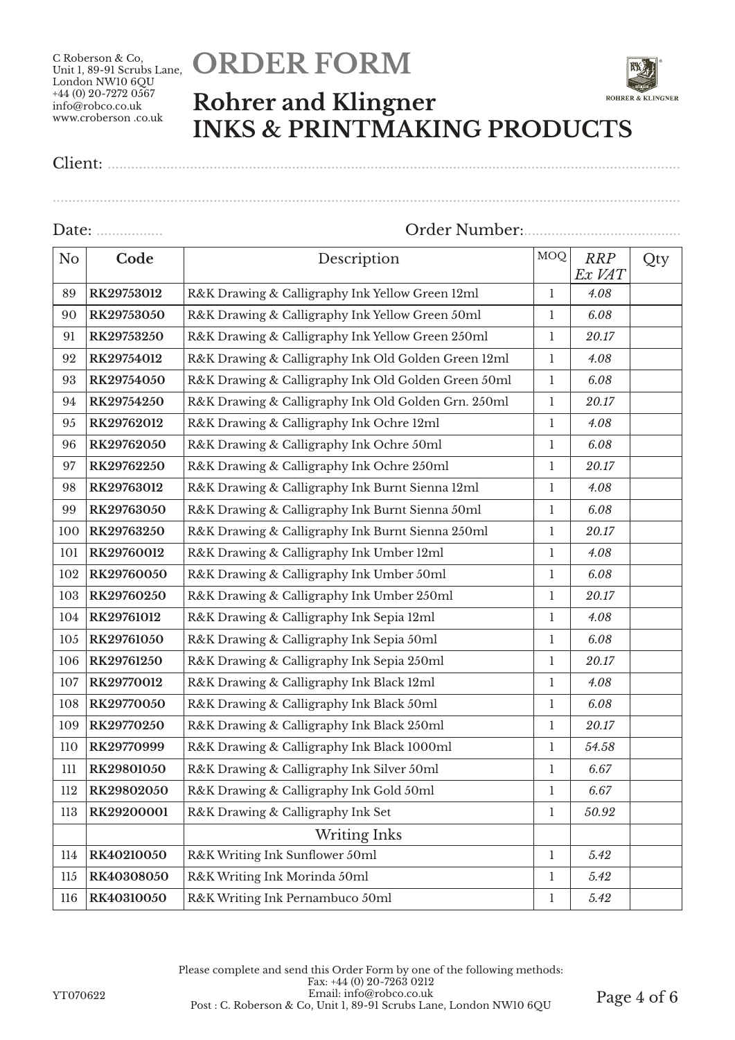C Roberson & Co,
Unit 1, 89-91 Scrubs Lane,
London NW10 6QU
+44 (0) 20-7272 0567
info@robco.co.uk
www.croberson .co.uk

# ORDER FORM

## Rohrer and Klingner
## INKS & PRINTMAKING PRODUCTS

Client: ..........................................................................................................................................

..........................................................................................................................................

Date: ................. Order Number:......................................

| No | Code | Description | MOQ | *RRP Ex VAT* | Qty |
|---|---|---|---|---|---|
| 89 | **RK29753012** | R&K Drawing & Calligraphy Ink Yellow Green 12ml | 1 | *4.08* | |
| 90 | **RK29753050** | R&K Drawing & Calligraphy Ink Yellow Green 50ml | 1 | *6.08* | |
| 91 | **RK29753250** | R&K Drawing & Calligraphy Ink Yellow Green 250ml | 1 | *20.17* | |
| 92 | **RK29754012** | R&K Drawing & Calligraphy Ink Old Golden Green 12ml | 1 | *4.08* | |
| 93 | **RK29754050** | R&K Drawing & Calligraphy Ink Old Golden Green 50ml | 1 | *6.08* | |
| 94 | **RK29754250** | R&K Drawing & Calligraphy Ink Old Golden Grn. 250ml | 1 | *20.17* | |
| 95 | **RK29762012** | R&K Drawing & Calligraphy Ink Ochre 12ml | 1 | *4.08* | |
| 96 | **RK29762050** | R&K Drawing & Calligraphy Ink Ochre 50ml | 1 | *6.08* | |
| 97 | **RK29762250** | R&K Drawing & Calligraphy Ink Ochre 250ml | 1 | *20.17* | |
| 98 | **RK29763012** | R&K Drawing & Calligraphy Ink Burnt Sienna 12ml | 1 | *4.08* | |
| 99 | **RK29763050** | R&K Drawing & Calligraphy Ink Burnt Sienna 50ml | 1 | *6.08* | |
| 100 | **RK29763250** | R&K Drawing & Calligraphy Ink Burnt Sienna 250ml | 1 | *20.17* | |
| 101 | **RK29760012** | R&K Drawing & Calligraphy Ink Umber 12ml | 1 | *4.08* | |
| 102 | **RK29760050** | R&K Drawing & Calligraphy Ink Umber 50ml | 1 | *6.08* | |
| 103 | **RK29760250** | R&K Drawing & Calligraphy Ink Umber 250ml | 1 | *20.17* | |
| 104 | **RK29761012** | R&K Drawing & Calligraphy Ink Sepia 12ml | 1 | *4.08* | |
| 105 | **RK29761050** | R&K Drawing & Calligraphy Ink Sepia 50ml | 1 | *6.08* | |
| 106 | **RK29761250** | R&K Drawing & Calligraphy Ink Sepia 250ml | 1 | *20.17* | |
| 107 | **RK29770012** | R&K Drawing & Calligraphy Ink Black 12ml | 1 | *4.08* | |
| 108 | **RK29770050** | R&K Drawing & Calligraphy Ink Black 50ml | 1 | *6.08* | |
| 109 | **RK29770250** | R&K Drawing & Calligraphy Ink Black 250ml | 1 | *20.17* | |
| 110 | **RK29770999** | R&K Drawing & Calligraphy Ink Black 1000ml | 1 | *54.58* | |
| 111 | **RK29801050** | R&K Drawing & Calligraphy Ink Silver 50ml | 1 | *6.67* | |
| 112 | **RK29802050** | R&K Drawing & Calligraphy Ink Gold 50ml | 1 | *6.67* | |
| 113 | **RK29200001** | R&K Drawing & Calligraphy Ink Set | 1 | *50.92* | |
| | | Writing Inks | | | |
| 114 | **RK40210050** | R&K Writing Ink Sunflower 50ml | 1 | *5.42* | |
| 115 | **RK40308050** | R&K Writing Ink Morinda 50ml | 1 | *5.42* | |
| 116 | **RK40310050** | R&K Writing Ink Pernambuco 50ml | 1 | *5.42* | |

Please complete and send this Order Form by one of the following methods:
Fax: +44 (0) 20-7263 0212
Email: info@robco.co.uk
Post : C. Roberson & Co, Unit 1, 89-91 Scrubs Lane, London NW10 6QU

YT070622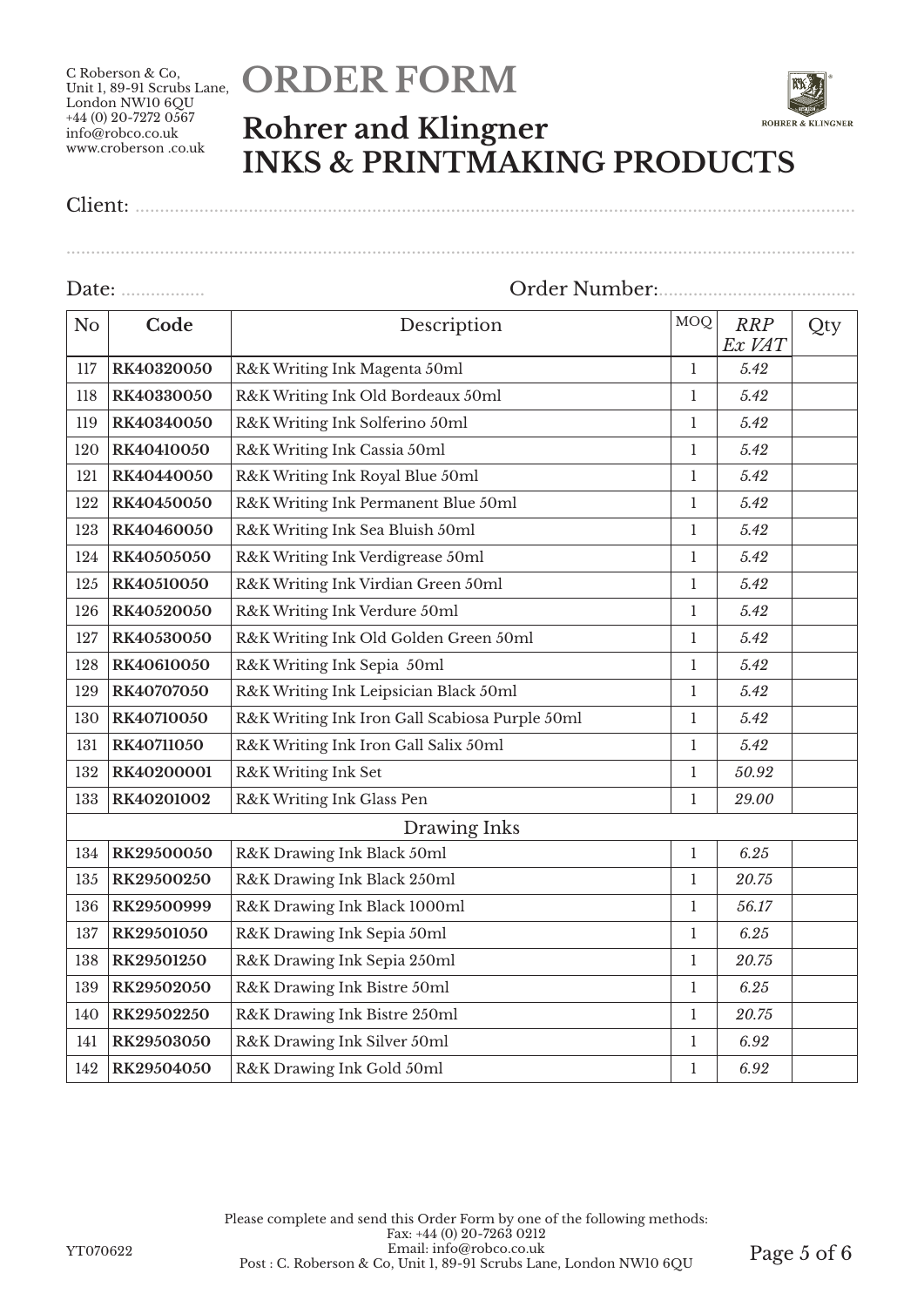C Roberson & Co,
Unit 1, 89-91 Scrubs Lane,
London NW10 6QU
+44 (0) 20-7272 0567
info@robco.co.uk
www.croberson .co.uk

# ORDER FORM

## Rohrer and Klingner
## INKS & PRINTMAKING PRODUCTS

Client: ..........................................................................................................................................

..........................................................................................................................................................

Date: ................ Order Number:......................................

| No | Code | Description | MOQ | *RRP Ex VAT* | Qty |
|---|---|---|---|---|---|
| 117 | **RK40320050** | R&K Writing Ink Magenta 50ml | 1 | *5.42* | |
| 118 | **RK40330050** | R&K Writing Ink Old Bordeaux 50ml | 1 | *5.42* | |
| 119 | **RK40340050** | R&K Writing Ink Solferino 50ml | 1 | *5.42* | |
| 120 | **RK40410050** | R&K Writing Ink Cassia 50ml | 1 | *5.42* | |
| 121 | **RK40440050** | R&K Writing Ink Royal Blue 50ml | 1 | *5.42* | |
| 122 | **RK40450050** | R&K Writing Ink Permanent Blue 50ml | 1 | *5.42* | |
| 123 | **RK40460050** | R&K Writing Ink Sea Bluish 50ml | 1 | *5.42* | |
| 124 | **RK40505050** | R&K Writing Ink Verdigrease 50ml | 1 | *5.42* | |
| 125 | **RK40510050** | R&K Writing Ink Virdian Green 50ml | 1 | *5.42* | |
| 126 | **RK40520050** | R&K Writing Ink Verdure 50ml | 1 | *5.42* | |
| 127 | **RK40530050** | R&K Writing Ink Old Golden Green 50ml | 1 | *5.42* | |
| 128 | **RK40610050** | R&K Writing Ink Sepia 50ml | 1 | *5.42* | |
| 129 | **RK40707050** | R&K Writing Ink Leipsician Black 50ml | 1 | *5.42* | |
| 130 | **RK40710050** | R&K Writing Ink Iron Gall Scabiosa Purple 50ml | 1 | *5.42* | |
| 131 | **RK40711050** | R&K Writing Ink Iron Gall Salix 50ml | 1 | *5.42* | |
| 132 | **RK40200001** | R&K Writing Ink Set | 1 | *50.92* | |
| 133 | **RK40201002** | R&K Writing Ink Glass Pen | 1 | *29.00* | |
| | | Drawing Inks | | | |
| 134 | **RK29500050** | R&K Drawing Ink Black 50ml | 1 | *6.25* | |
| 135 | **RK29500250** | R&K Drawing Ink Black 250ml | 1 | *20.75* | |
| 136 | **RK29500999** | R&K Drawing Ink Black 1000ml | 1 | *56.17* | |
| 137 | **RK29501050** | R&K Drawing Ink Sepia 50ml | 1 | *6.25* | |
| 138 | **RK29501250** | R&K Drawing Ink Sepia 250ml | 1 | *20.75* | |
| 139 | **RK29502050** | R&K Drawing Ink Bistre 50ml | 1 | *6.25* | |
| 140 | **RK29502250** | R&K Drawing Ink Bistre 250ml | 1 | *20.75* | |
| 141 | **RK29503050** | R&K Drawing Ink Silver 50ml | 1 | *6.92* | |
| 142 | **RK29504050** | R&K Drawing Ink Gold 50ml | 1 | *6.92* | |

Please complete and send this Order Form by one of the following methods:
Fax: +44 (0) 20-7263 0212
Email: info@robco.co.uk
Post : C. Roberson & Co, Unit 1, 89-91 Scrubs Lane, London NW10 6QU

YT070622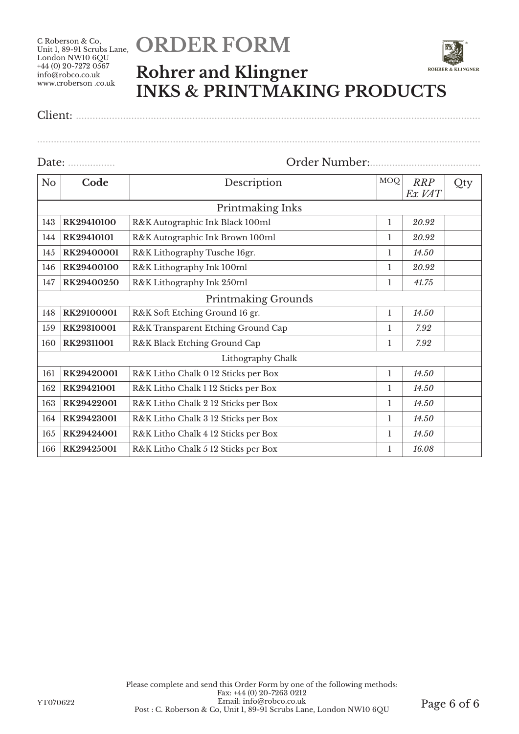C Roberson & Co,
Unit 1, 89-91 Scrubs Lane,
London NW10 6QU
+44 (0) 20-7272 0567
info@robco.co.uk
www.croberson .co.uk

# ORDER FORM

## Rohrer and Klingner
## INKS & PRINTMAKING PRODUCTS

ROHRER & KLINGNER

Client: ..................................................................................................................................

..................................................................................................................................

Date: ................ Order Number:......................................

| No | Code | Description | MOQ | *RRP Ex VAT* | Qty |
|---|---|---|---|---|---|
| | | Printmaking Inks | | | |
| 143 | **RK29410100** | R&K Autographic Ink Black 100ml | 1 | *20.92* | |
| 144 | **RK29410101** | R&K Autographic Ink Brown 100ml | 1 | *20.92* | |
| 145 | **RK29400001** | R&K Lithography Tusche 16gr. | 1 | *14.50* | |
| 146 | **RK29400100** | R&K Lithography Ink 100ml | 1 | *20.92* | |
| 147 | **RK29400250** | R&K Lithography Ink 250ml | 1 | *41.75* | |
| | | Printmaking Grounds | | | |
| 148 | **RK29100001** | R&K Soft Etching Ground 16 gr. | 1 | *14.50* | |
| 159 | **RK29310001** | R&K Transparent Etching Ground Cap | 1 | *7.92* | |
| 160 | **RK29311001** | R&K Black Etching Ground Cap | 1 | *7.92* | |
| | | Lithography Chalk | | | |
| 161 | **RK29420001** | R&K Litho Chalk 0 12 Sticks per Box | 1 | *14.50* | |
| 162 | **RK29421001** | R&K Litho Chalk 1 12 Sticks per Box | 1 | *14.50* | |
| 163 | **RK29422001** | R&K Litho Chalk 2 12 Sticks per Box | 1 | *14.50* | |
| 164 | **RK29423001** | R&K Litho Chalk 3 12 Sticks per Box | 1 | *14.50* | |
| 165 | **RK29424001** | R&K Litho Chalk 4 12 Sticks per Box | 1 | *14.50* | |
| 166 | **RK29425001** | R&K Litho Chalk 5 12 Sticks per Box | 1 | *16.08* | |

Please complete and send this Order Form by one of the following methods:
Fax: +44 (0) 20-7263 0212
Email: info@robco.co.uk
Post : C. Roberson & Co, Unit 1, 89-91 Scrubs Lane, London NW10 6QU

YT070622